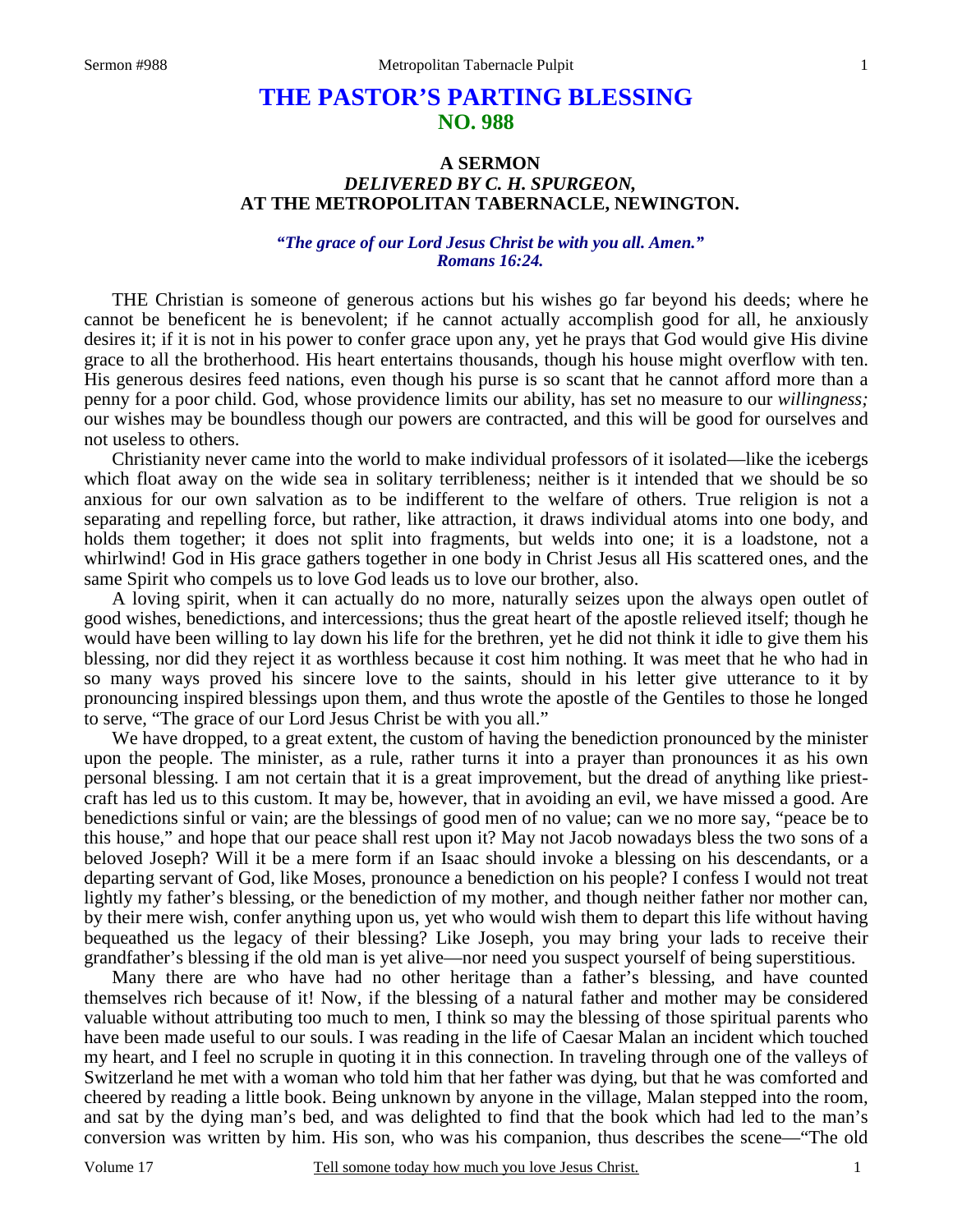# THE PASTOR'S PARTING BLESSING
## NO. 988

### A SERMON
### *DELIVERED BY C. H. SPURGEON,*
### AT THE METROPOLITAN TABERNACLE, NEWINGTON.

***"The grace of our Lord Jesus Christ be with you all. Amen." Romans 16:24.***

THE Christian is someone of generous actions but his wishes go far beyond his deeds; where he cannot be beneficent he is benevolent; if he cannot actually accomplish good for all, he anxiously desires it; if it is not in his power to confer grace upon any, yet he prays that God would give His divine grace to all the brotherhood. His heart entertains thousands, though his house might overflow with ten. His generous desires feed nations, even though his purse is so scant that he cannot afford more than a penny for a poor child. God, whose providence limits our ability, has set no measure to our *willingness;* our wishes may be boundless though our powers are contracted, and this will be good for ourselves and not useless to others.

Christianity never came into the world to make individual professors of it isolated—like the icebergs which float away on the wide sea in solitary terribleness; neither is it intended that we should be so anxious for our own salvation as to be indifferent to the welfare of others. True religion is not a separating and repelling force, but rather, like attraction, it draws individual atoms into one body, and holds them together; it does not split into fragments, but welds into one; it is a loadstone, not a whirlwind! God in His grace gathers together in one body in Christ Jesus all His scattered ones, and the same Spirit who compels us to love God leads us to love our brother, also.

A loving spirit, when it can actually do no more, naturally seizes upon the always open outlet of good wishes, benedictions, and intercessions; thus the great heart of the apostle relieved itself; though he would have been willing to lay down his life for the brethren, yet he did not think it idle to give them his blessing, nor did they reject it as worthless because it cost him nothing. It was meet that he who had in so many ways proved his sincere love to the saints, should in his letter give utterance to it by pronouncing inspired blessings upon them, and thus wrote the apostle of the Gentiles to those he longed to serve, "The grace of our Lord Jesus Christ be with you all."

We have dropped, to a great extent, the custom of having the benediction pronounced by the minister upon the people. The minister, as a rule, rather turns it into a prayer than pronounces it as his own personal blessing. I am not certain that it is a great improvement, but the dread of anything like priest-craft has led us to this custom. It may be, however, that in avoiding an evil, we have missed a good. Are benedictions sinful or vain; are the blessings of good men of no value; can we no more say, "peace be to this house," and hope that our peace shall rest upon it? May not Jacob nowadays bless the two sons of a beloved Joseph? Will it be a mere form if an Isaac should invoke a blessing on his descendants, or a departing servant of God, like Moses, pronounce a benediction on his people? I confess I would not treat lightly my father's blessing, or the benediction of my mother, and though neither father nor mother can, by their mere wish, confer anything upon us, yet who would wish them to depart this life without having bequeathed us the legacy of their blessing? Like Joseph, you may bring your lads to receive their grandfather's blessing if the old man is yet alive—nor need you suspect yourself of being superstitious.

Many there are who have had no other heritage than a father's blessing, and have counted themselves rich because of it! Now, if the blessing of a natural father and mother may be considered valuable without attributing too much to men, I think so may the blessing of those spiritual parents who have been made useful to our souls. I was reading in the life of Caesar Malan an incident which touched my heart, and I feel no scruple in quoting it in this connection. In traveling through one of the valleys of Switzerland he met with a woman who told him that her father was dying, but that he was comforted and cheered by reading a little book. Being unknown by anyone in the village, Malan stepped into the room, and sat by the dying man's bed, and was delighted to find that the book which had led to the man's conversion was written by him. His son, who was his companion, thus describes the scene—"The old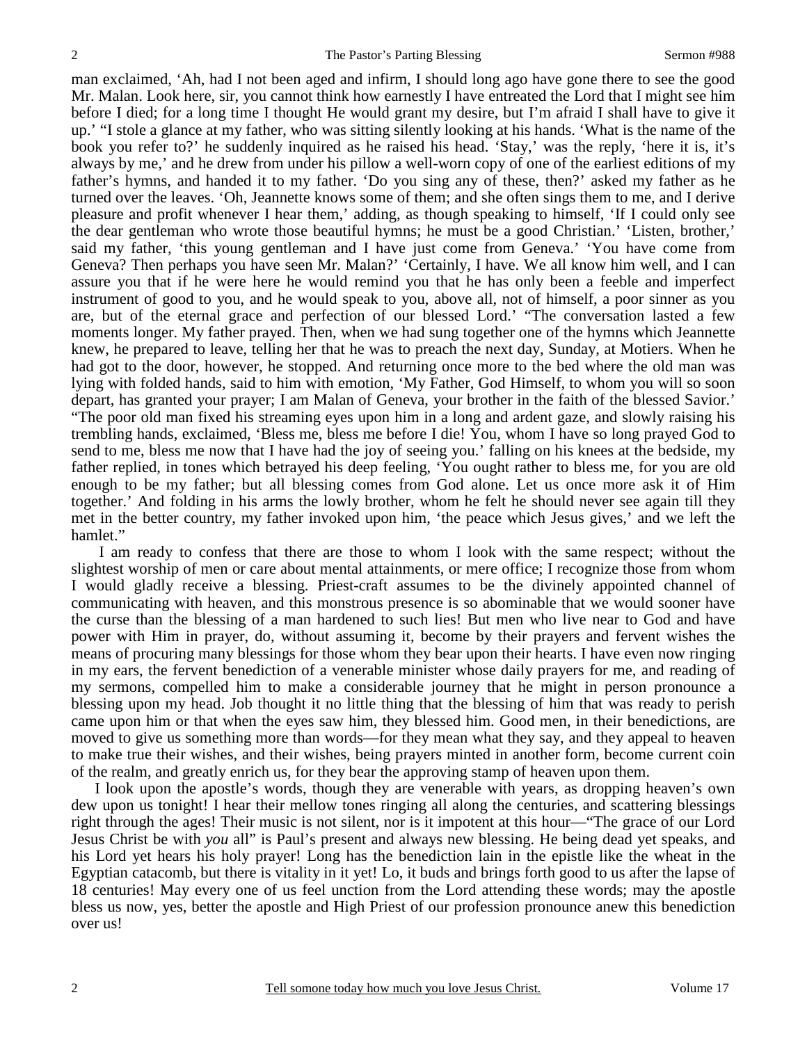man exclaimed, 'Ah, had I not been aged and infirm, I should long ago have gone there to see the good Mr. Malan. Look here, sir, you cannot think how earnestly I have entreated the Lord that I might see him before I died; for a long time I thought He would grant my desire, but I'm afraid I shall have to give it up.' "I stole a glance at my father, who was sitting silently looking at his hands. 'What is the name of the book you refer to?' he suddenly inquired as he raised his head. 'Stay,' was the reply, 'here it is, it's always by me,' and he drew from under his pillow a well-worn copy of one of the earliest editions of my father's hymns, and handed it to my father. 'Do you sing any of these, then?' asked my father as he turned over the leaves. 'Oh, Jeannette knows some of them; and she often sings them to me, and I derive pleasure and profit whenever I hear them,' adding, as though speaking to himself, 'If I could only see the dear gentleman who wrote those beautiful hymns; he must be a good Christian.' 'Listen, brother,' said my father, 'this young gentleman and I have just come from Geneva.' 'You have come from Geneva? Then perhaps you have seen Mr. Malan?' 'Certainly, I have. We all know him well, and I can assure you that if he were here he would remind you that he has only been a feeble and imperfect instrument of good to you, and he would speak to you, above all, not of himself, a poor sinner as you are, but of the eternal grace and perfection of our blessed Lord.' "The conversation lasted a few moments longer. My father prayed. Then, when we had sung together one of the hymns which Jeannette knew, he prepared to leave, telling her that he was to preach the next day, Sunday, at Motiers. When he had got to the door, however, he stopped. And returning once more to the bed where the old man was lying with folded hands, said to him with emotion, 'My Father, God Himself, to whom you will so soon depart, has granted your prayer; I am Malan of Geneva, your brother in the faith of the blessed Savior.' "The poor old man fixed his streaming eyes upon him in a long and ardent gaze, and slowly raising his trembling hands, exclaimed, 'Bless me, bless me before I die! You, whom I have so long prayed God to send to me, bless me now that I have had the joy of seeing you.' falling on his knees at the bedside, my father replied, in tones which betrayed his deep feeling, 'You ought rather to bless me, for you are old enough to be my father; but all blessing comes from God alone. Let us once more ask it of Him together.' And folding in his arms the lowly brother, whom he felt he should never see again till they met in the better country, my father invoked upon him, 'the peace which Jesus gives,' and we left the hamlet."

I am ready to confess that there are those to whom I look with the same respect; without the slightest worship of men or care about mental attainments, or mere office; I recognize those from whom I would gladly receive a blessing. Priest-craft assumes to be the divinely appointed channel of communicating with heaven, and this monstrous presence is so abominable that we would sooner have the curse than the blessing of a man hardened to such lies! But men who live near to God and have power with Him in prayer, do, without assuming it, become by their prayers and fervent wishes the means of procuring many blessings for those whom they bear upon their hearts. I have even now ringing in my ears, the fervent benediction of a venerable minister whose daily prayers for me, and reading of my sermons, compelled him to make a considerable journey that he might in person pronounce a blessing upon my head. Job thought it no little thing that the blessing of him that was ready to perish came upon him or that when the eyes saw him, they blessed him. Good men, in their benedictions, are moved to give us something more than words—for they mean what they say, and they appeal to heaven to make true their wishes, and their wishes, being prayers minted in another form, become current coin of the realm, and greatly enrich us, for they bear the approving stamp of heaven upon them.

I look upon the apostle's words, though they are venerable with years, as dropping heaven's own dew upon us tonight! I hear their mellow tones ringing all along the centuries, and scattering blessings right through the ages! Their music is not silent, nor is it impotent at this hour—"The grace of our Lord Jesus Christ be with *you* all" is Paul's present and always new blessing. He being dead yet speaks, and his Lord yet hears his holy prayer! Long has the benediction lain in the epistle like the wheat in the Egyptian catacomb, but there is vitality in it yet! Lo, it buds and brings forth good to us after the lapse of 18 centuries! May every one of us feel unction from the Lord attending these words; may the apostle bless us now, yes, better the apostle and High Priest of our profession pronounce anew this benediction over us!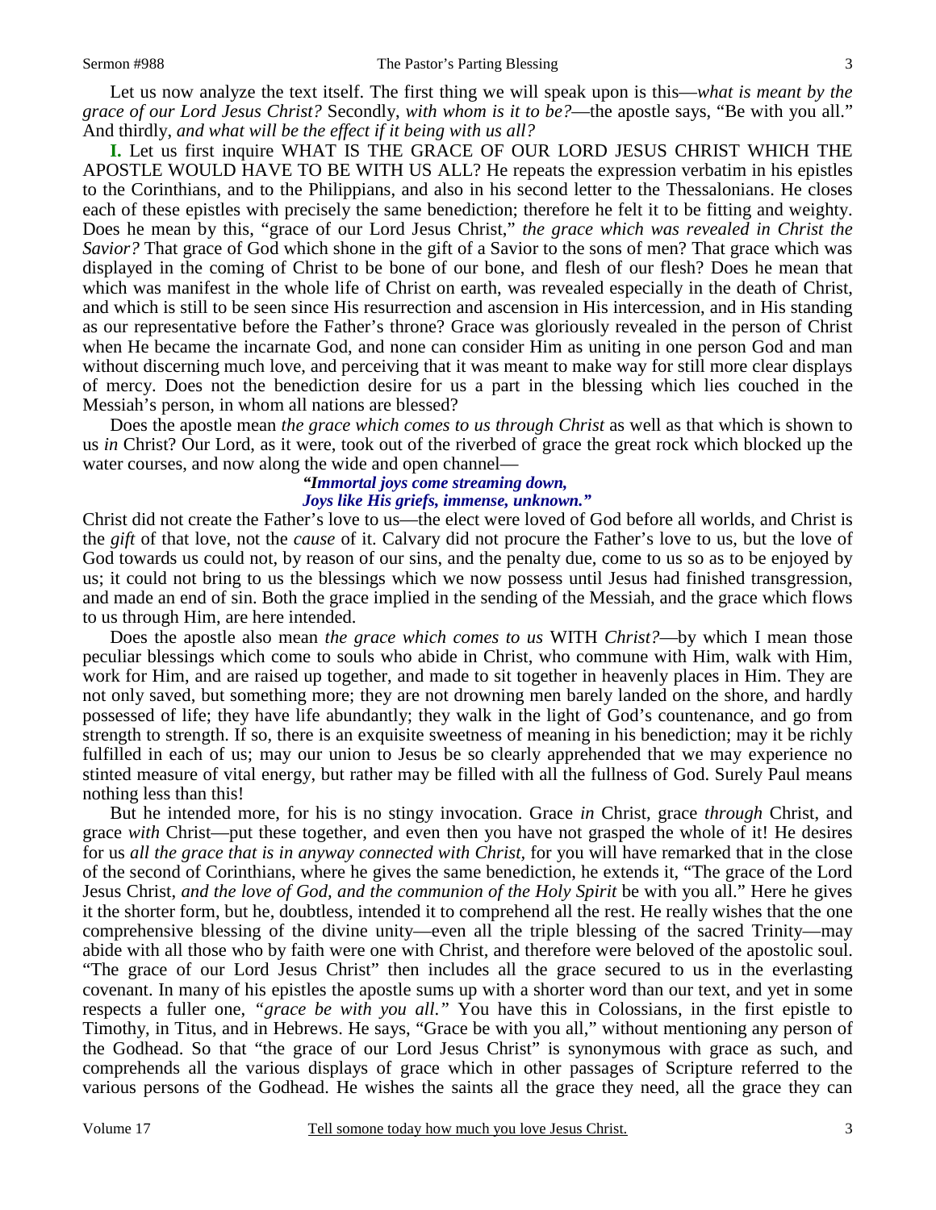Let us now analyze the text itself. The first thing we will speak upon is this—*what is meant by the grace of our Lord Jesus Christ?* Secondly, *with whom is it to be?*—the apostle says, "Be with you all." And thirdly, *and what will be the effect if it being with us all?*

**I.** Let us first inquire WHAT IS THE GRACE OF OUR LORD JESUS CHRIST WHICH THE APOSTLE WOULD HAVE TO BE WITH US ALL? He repeats the expression verbatim in his epistles to the Corinthians, and to the Philippians, and also in his second letter to the Thessalonians. He closes each of these epistles with precisely the same benediction; therefore he felt it to be fitting and weighty. Does he mean by this, "grace of our Lord Jesus Christ," *the grace which was revealed in Christ the Savior?* That grace of God which shone in the gift of a Savior to the sons of men? That grace which was displayed in the coming of Christ to be bone of our bone, and flesh of our flesh? Does he mean that which was manifest in the whole life of Christ on earth, was revealed especially in the death of Christ, and which is still to be seen since His resurrection and ascension in His intercession, and in His standing as our representative before the Father's throne? Grace was gloriously revealed in the person of Christ when He became the incarnate God, and none can consider Him as uniting in one person God and man without discerning much love, and perceiving that it was meant to make way for still more clear displays of mercy. Does not the benediction desire for us a part in the blessing which lies couched in the Messiah's person, in whom all nations are blessed?

Does the apostle mean *the grace which comes to us through Christ* as well as that which is shown to us *in* Christ? Our Lord, as it were, took out of the riverbed of grace the great rock which blocked up the water courses, and now along the wide and open channel—

> ***"Immortal joys come streaming down,***
> ***Joys like His griefs, immense, unknown."***

Christ did not create the Father's love to us—the elect were loved of God before all worlds, and Christ is the *gift* of that love, not the *cause* of it. Calvary did not procure the Father's love to us, but the love of God towards us could not, by reason of our sins, and the penalty due, come to us so as to be enjoyed by us; it could not bring to us the blessings which we now possess until Jesus had finished transgression, and made an end of sin. Both the grace implied in the sending of the Messiah, and the grace which flows to us through Him, are here intended.

Does the apostle also mean *the grace which comes to us* WITH *Christ?*—by which I mean those peculiar blessings which come to souls who abide in Christ, who commune with Him, walk with Him, work for Him, and are raised up together, and made to sit together in heavenly places in Him. They are not only saved, but something more; they are not drowning men barely landed on the shore, and hardly possessed of life; they have life abundantly; they walk in the light of God's countenance, and go from strength to strength. If so, there is an exquisite sweetness of meaning in his benediction; may it be richly fulfilled in each of us; may our union to Jesus be so clearly apprehended that we may experience no stinted measure of vital energy, but rather may be filled with all the fullness of God. Surely Paul means nothing less than this!

But he intended more, for his is no stingy invocation. Grace *in* Christ, grace *through* Christ, and grace *with* Christ—put these together, and even then you have not grasped the whole of it! He desires for us *all the grace that is in anyway connected with Christ,* for you will have remarked that in the close of the second of Corinthians, where he gives the same benediction, he extends it, "The grace of the Lord Jesus Christ, *and the love of God, and the communion of the Holy Spirit* be with you all." Here he gives it the shorter form, but he, doubtless, intended it to comprehend all the rest. He really wishes that the one comprehensive blessing of the divine unity—even all the triple blessing of the sacred Trinity—may abide with all those who by faith were one with Christ, and therefore were beloved of the apostolic soul. "The grace of our Lord Jesus Christ" then includes all the grace secured to us in the everlasting covenant. In many of his epistles the apostle sums up with a shorter word than our text, and yet in some respects a fuller one, *"grace be with you all."* You have this in Colossians, in the first epistle to Timothy, in Titus, and in Hebrews. He says, "Grace be with you all," without mentioning any person of the Godhead. So that "the grace of our Lord Jesus Christ" is synonymous with grace as such, and comprehends all the various displays of grace which in other passages of Scripture referred to the various persons of the Godhead. He wishes the saints all the grace they need, all the grace they can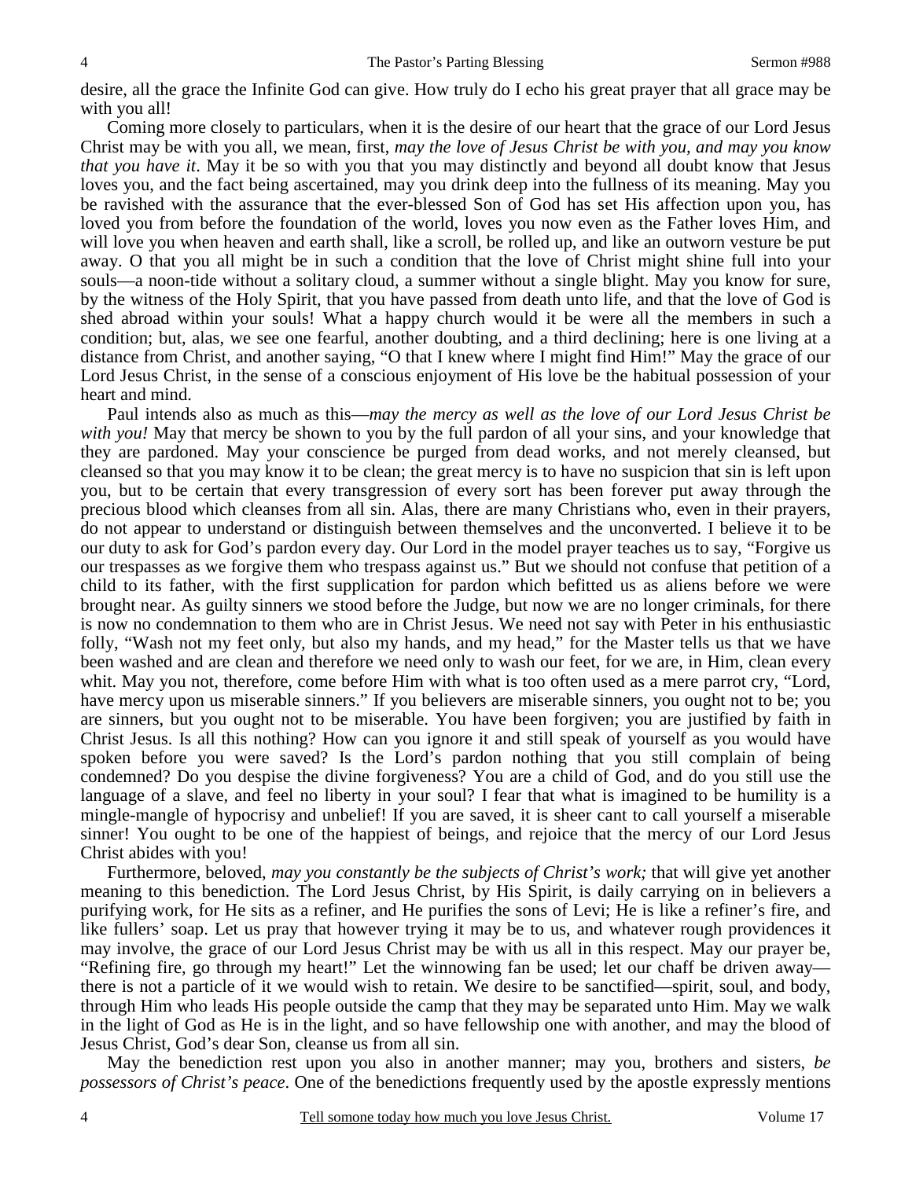desire, all the grace the Infinite God can give. How truly do I echo his great prayer that all grace may be with you all!

Coming more closely to particulars, when it is the desire of our heart that the grace of our Lord Jesus Christ may be with you all, we mean, first, *may the love of Jesus Christ be with you, and may you know that you have it*. May it be so with you that you may distinctly and beyond all doubt know that Jesus loves you, and the fact being ascertained, may you drink deep into the fullness of its meaning. May you be ravished with the assurance that the ever-blessed Son of God has set His affection upon you, has loved you from before the foundation of the world, loves you now even as the Father loves Him, and will love you when heaven and earth shall, like a scroll, be rolled up, and like an outworn vesture be put away. O that you all might be in such a condition that the love of Christ might shine full into your souls—a noon-tide without a solitary cloud, a summer without a single blight. May you know for sure, by the witness of the Holy Spirit, that you have passed from death unto life, and that the love of God is shed abroad within your souls! What a happy church would it be were all the members in such a condition; but, alas, we see one fearful, another doubting, and a third declining; here is one living at a distance from Christ, and another saying, "O that I knew where I might find Him!" May the grace of our Lord Jesus Christ, in the sense of a conscious enjoyment of His love be the habitual possession of your heart and mind.

Paul intends also as much as this—*may the mercy as well as the love of our Lord Jesus Christ be with you!* May that mercy be shown to you by the full pardon of all your sins, and your knowledge that they are pardoned. May your conscience be purged from dead works, and not merely cleansed, but cleansed so that you may know it to be clean; the great mercy is to have no suspicion that sin is left upon you, but to be certain that every transgression of every sort has been forever put away through the precious blood which cleanses from all sin. Alas, there are many Christians who, even in their prayers, do not appear to understand or distinguish between themselves and the unconverted. I believe it to be our duty to ask for God's pardon every day. Our Lord in the model prayer teaches us to say, "Forgive us our trespasses as we forgive them who trespass against us." But we should not confuse that petition of a child to its father, with the first supplication for pardon which befitted us as aliens before we were brought near. As guilty sinners we stood before the Judge, but now we are no longer criminals, for there is now no condemnation to them who are in Christ Jesus. We need not say with Peter in his enthusiastic folly, "Wash not my feet only, but also my hands, and my head," for the Master tells us that we have been washed and are clean and therefore we need only to wash our feet, for we are, in Him, clean every whit. May you not, therefore, come before Him with what is too often used as a mere parrot cry, "Lord, have mercy upon us miserable sinners." If you believers are miserable sinners, you ought not to be; you are sinners, but you ought not to be miserable. You have been forgiven; you are justified by faith in Christ Jesus. Is all this nothing? How can you ignore it and still speak of yourself as you would have spoken before you were saved? Is the Lord's pardon nothing that you still complain of being condemned? Do you despise the divine forgiveness? You are a child of God, and do you still use the language of a slave, and feel no liberty in your soul? I fear that what is imagined to be humility is a mingle-mangle of hypocrisy and unbelief! If you are saved, it is sheer cant to call yourself a miserable sinner! You ought to be one of the happiest of beings, and rejoice that the mercy of our Lord Jesus Christ abides with you!

Furthermore, beloved, *may you constantly be the subjects of Christ's work;* that will give yet another meaning to this benediction. The Lord Jesus Christ, by His Spirit, is daily carrying on in believers a purifying work, for He sits as a refiner, and He purifies the sons of Levi; He is like a refiner's fire, and like fullers' soap. Let us pray that however trying it may be to us, and whatever rough providences it may involve, the grace of our Lord Jesus Christ may be with us all in this respect. May our prayer be, "Refining fire, go through my heart!" Let the winnowing fan be used; let our chaff be driven away—there is not a particle of it we would wish to retain. We desire to be sanctified—spirit, soul, and body, through Him who leads His people outside the camp that they may be separated unto Him. May we walk in the light of God as He is in the light, and so have fellowship one with another, and may the blood of Jesus Christ, God's dear Son, cleanse us from all sin.

May the benediction rest upon you also in another manner; may you, brothers and sisters, *be possessors of Christ's peace*. One of the benedictions frequently used by the apostle expressly mentions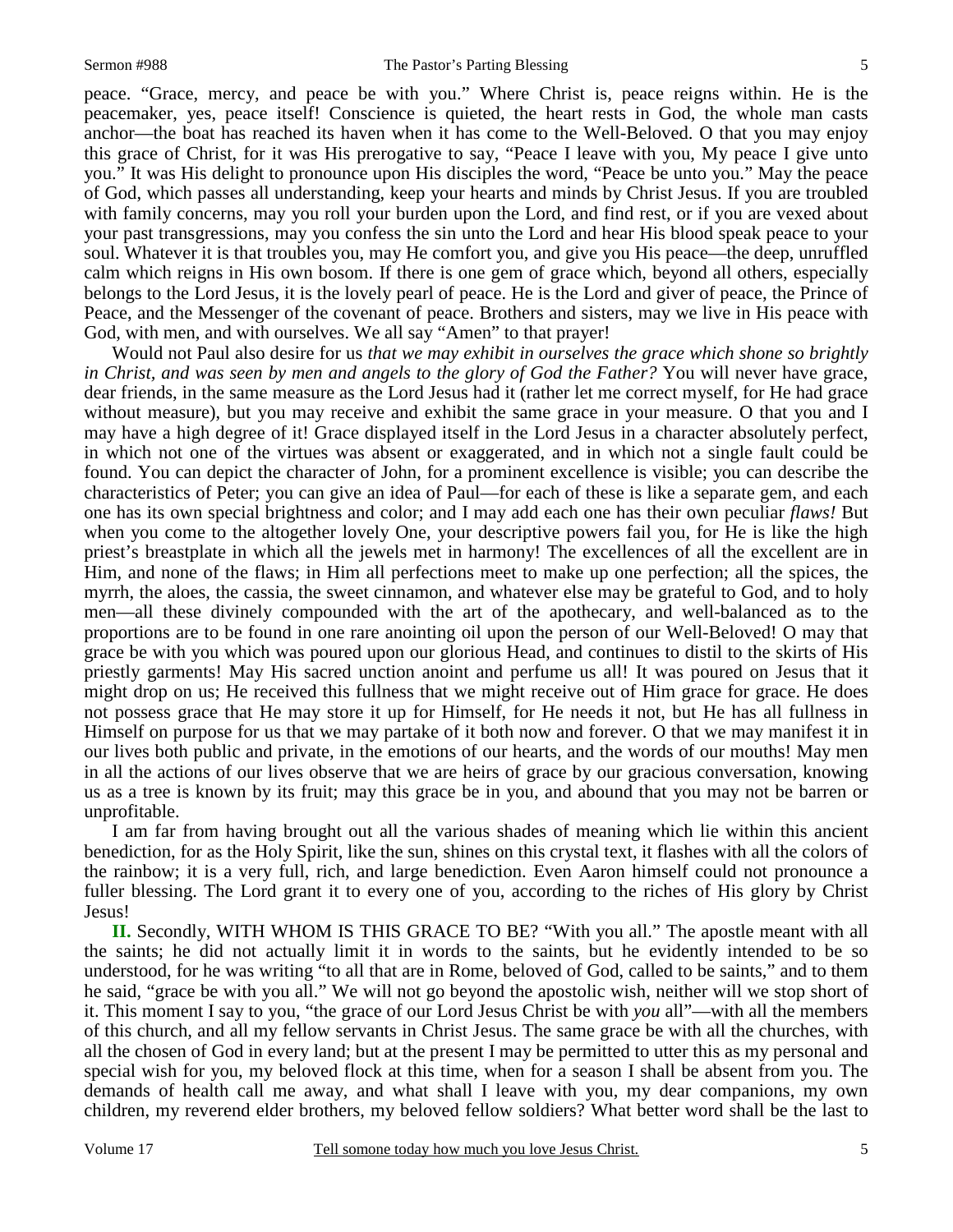peace. "Grace, mercy, and peace be with you." Where Christ is, peace reigns within. He is the peacemaker, yes, peace itself! Conscience is quieted, the heart rests in God, the whole man casts anchor—the boat has reached its haven when it has come to the Well-Beloved. O that you may enjoy this grace of Christ, for it was His prerogative to say, "Peace I leave with you, My peace I give unto you." It was His delight to pronounce upon His disciples the word, "Peace be unto you." May the peace of God, which passes all understanding, keep your hearts and minds by Christ Jesus. If you are troubled with family concerns, may you roll your burden upon the Lord, and find rest, or if you are vexed about your past transgressions, may you confess the sin unto the Lord and hear His blood speak peace to your soul. Whatever it is that troubles you, may He comfort you, and give you His peace—the deep, unruffled calm which reigns in His own bosom. If there is one gem of grace which, beyond all others, especially belongs to the Lord Jesus, it is the lovely pearl of peace. He is the Lord and giver of peace, the Prince of Peace, and the Messenger of the covenant of peace. Brothers and sisters, may we live in His peace with God, with men, and with ourselves. We all say "Amen" to that prayer!

Would not Paul also desire for us *that we may exhibit in ourselves the grace which shone so brightly in Christ, and was seen by men and angels to the glory of God the Father?* You will never have grace, dear friends, in the same measure as the Lord Jesus had it (rather let me correct myself, for He had grace without measure), but you may receive and exhibit the same grace in your measure. O that you and I may have a high degree of it! Grace displayed itself in the Lord Jesus in a character absolutely perfect, in which not one of the virtues was absent or exaggerated, and in which not a single fault could be found. You can depict the character of John, for a prominent excellence is visible; you can describe the characteristics of Peter; you can give an idea of Paul—for each of these is like a separate gem, and each one has its own special brightness and color; and I may add each one has their own peculiar *flaws!* But when you come to the altogether lovely One, your descriptive powers fail you, for He is like the high priest's breastplate in which all the jewels met in harmony! The excellences of all the excellent are in Him, and none of the flaws; in Him all perfections meet to make up one perfection; all the spices, the myrrh, the aloes, the cassia, the sweet cinnamon, and whatever else may be grateful to God, and to holy men—all these divinely compounded with the art of the apothecary, and well-balanced as to the proportions are to be found in one rare anointing oil upon the person of our Well-Beloved! O may that grace be with you which was poured upon our glorious Head, and continues to distil to the skirts of His priestly garments! May His sacred unction anoint and perfume us all! It was poured on Jesus that it might drop on us; He received this fullness that we might receive out of Him grace for grace. He does not possess grace that He may store it up for Himself, for He needs it not, but He has all fullness in Himself on purpose for us that we may partake of it both now and forever. O that we may manifest it in our lives both public and private, in the emotions of our hearts, and the words of our mouths! May men in all the actions of our lives observe that we are heirs of grace by our gracious conversation, knowing us as a tree is known by its fruit; may this grace be in you, and abound that you may not be barren or unprofitable.

I am far from having brought out all the various shades of meaning which lie within this ancient benediction, for as the Holy Spirit, like the sun, shines on this crystal text, it flashes with all the colors of the rainbow; it is a very full, rich, and large benediction. Even Aaron himself could not pronounce a fuller blessing. The Lord grant it to every one of you, according to the riches of His glory by Christ Jesus!

**II.** Secondly, WITH WHOM IS THIS GRACE TO BE? "With you all." The apostle meant with all the saints; he did not actually limit it in words to the saints, but he evidently intended to be so understood, for he was writing "to all that are in Rome, beloved of God, called to be saints," and to them he said, "grace be with you all." We will not go beyond the apostolic wish, neither will we stop short of it. This moment I say to you, "the grace of our Lord Jesus Christ be with *you* all"—with all the members of this church, and all my fellow servants in Christ Jesus. The same grace be with all the churches, with all the chosen of God in every land; but at the present I may be permitted to utter this as my personal and special wish for you, my beloved flock at this time, when for a season I shall be absent from you. The demands of health call me away, and what shall I leave with you, my dear companions, my own children, my reverend elder brothers, my beloved fellow soldiers? What better word shall be the last to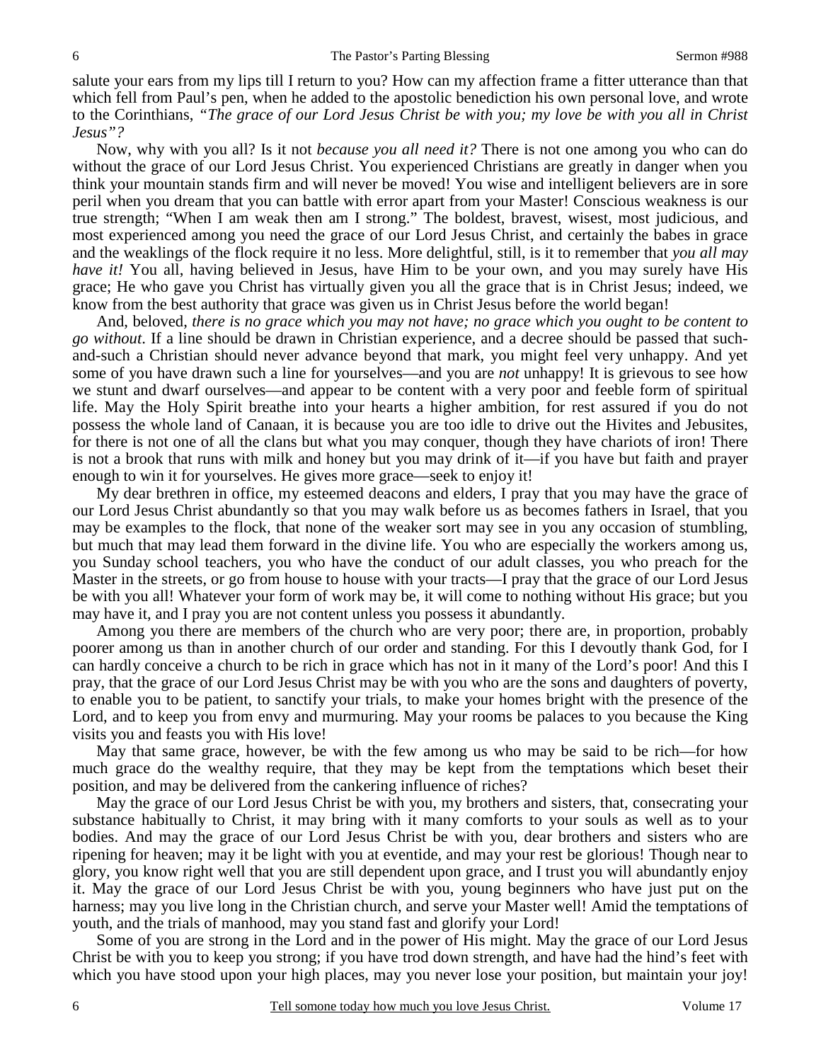salute your ears from my lips till I return to you? How can my affection frame a fitter utterance than that which fell from Paul's pen, when he added to the apostolic benediction his own personal love, and wrote to the Corinthians, *"The grace of our Lord Jesus Christ be with you; my love be with you all in Christ Jesus"?*

Now, why with you all? Is it not *because you all need it?* There is not one among you who can do without the grace of our Lord Jesus Christ. You experienced Christians are greatly in danger when you think your mountain stands firm and will never be moved! You wise and intelligent believers are in sore peril when you dream that you can battle with error apart from your Master! Conscious weakness is our true strength; "When I am weak then am I strong." The boldest, bravest, wisest, most judicious, and most experienced among you need the grace of our Lord Jesus Christ, and certainly the babes in grace and the weaklings of the flock require it no less. More delightful, still, is it to remember that *you all may have it!* You all, having believed in Jesus, have Him to be your own, and you may surely have His grace; He who gave you Christ has virtually given you all the grace that is in Christ Jesus; indeed, we know from the best authority that grace was given us in Christ Jesus before the world began!

And, beloved, *there is no grace which you may not have; no grace which you ought to be content to go without*. If a line should be drawn in Christian experience, and a decree should be passed that such-and-such a Christian should never advance beyond that mark, you might feel very unhappy. And yet some of you have drawn such a line for yourselves—and you are *not* unhappy! It is grievous to see how we stunt and dwarf ourselves—and appear to be content with a very poor and feeble form of spiritual life. May the Holy Spirit breathe into your hearts a higher ambition, for rest assured if you do not possess the whole land of Canaan, it is because you are too idle to drive out the Hivites and Jebusites, for there is not one of all the clans but what you may conquer, though they have chariots of iron! There is not a brook that runs with milk and honey but you may drink of it—if you have but faith and prayer enough to win it for yourselves. He gives more grace—seek to enjoy it!

My dear brethren in office, my esteemed deacons and elders, I pray that you may have the grace of our Lord Jesus Christ abundantly so that you may walk before us as becomes fathers in Israel, that you may be examples to the flock, that none of the weaker sort may see in you any occasion of stumbling, but much that may lead them forward in the divine life. You who are especially the workers among us, you Sunday school teachers, you who have the conduct of our adult classes, you who preach for the Master in the streets, or go from house to house with your tracts—I pray that the grace of our Lord Jesus be with you all! Whatever your form of work may be, it will come to nothing without His grace; but you may have it, and I pray you are not content unless you possess it abundantly.

Among you there are members of the church who are very poor; there are, in proportion, probably poorer among us than in another church of our order and standing. For this I devoutly thank God, for I can hardly conceive a church to be rich in grace which has not in it many of the Lord's poor! And this I pray, that the grace of our Lord Jesus Christ may be with you who are the sons and daughters of poverty, to enable you to be patient, to sanctify your trials, to make your homes bright with the presence of the Lord, and to keep you from envy and murmuring. May your rooms be palaces to you because the King visits you and feasts you with His love!

May that same grace, however, be with the few among us who may be said to be rich—for how much grace do the wealthy require, that they may be kept from the temptations which beset their position, and may be delivered from the cankering influence of riches?

May the grace of our Lord Jesus Christ be with you, my brothers and sisters, that, consecrating your substance habitually to Christ, it may bring with it many comforts to your souls as well as to your bodies. And may the grace of our Lord Jesus Christ be with you, dear brothers and sisters who are ripening for heaven; may it be light with you at eventide, and may your rest be glorious! Though near to glory, you know right well that you are still dependent upon grace, and I trust you will abundantly enjoy it. May the grace of our Lord Jesus Christ be with you, young beginners who have just put on the harness; may you live long in the Christian church, and serve your Master well! Amid the temptations of youth, and the trials of manhood, may you stand fast and glorify your Lord!

Some of you are strong in the Lord and in the power of His might. May the grace of our Lord Jesus Christ be with you to keep you strong; if you have trod down strength, and have had the hind's feet with which you have stood upon your high places, may you never lose your position, but maintain your joy!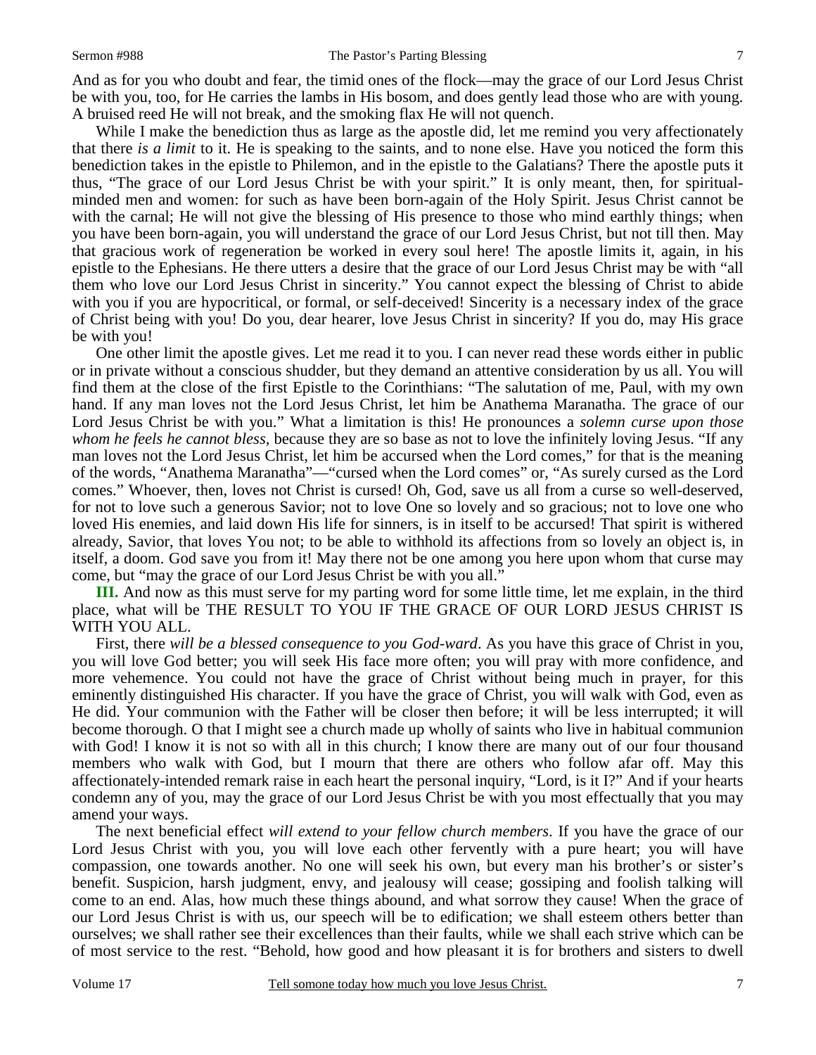And as for you who doubt and fear, the timid ones of the flock—may the grace of our Lord Jesus Christ be with you, too, for He carries the lambs in His bosom, and does gently lead those who are with young. A bruised reed He will not break, and the smoking flax He will not quench.

While I make the benediction thus as large as the apostle did, let me remind you very affectionately that there *is a limit* to it. He is speaking to the saints, and to none else. Have you noticed the form this benediction takes in the epistle to Philemon, and in the epistle to the Galatians? There the apostle puts it thus, "The grace of our Lord Jesus Christ be with your spirit." It is only meant, then, for spiritual-minded men and women: for such as have been born-again of the Holy Spirit. Jesus Christ cannot be with the carnal; He will not give the blessing of His presence to those who mind earthly things; when you have been born-again, you will understand the grace of our Lord Jesus Christ, but not till then. May that gracious work of regeneration be worked in every soul here! The apostle limits it, again, in his epistle to the Ephesians. He there utters a desire that the grace of our Lord Jesus Christ may be with "all them who love our Lord Jesus Christ in sincerity." You cannot expect the blessing of Christ to abide with you if you are hypocritical, or formal, or self-deceived! Sincerity is a necessary index of the grace of Christ being with you! Do you, dear hearer, love Jesus Christ in sincerity? If you do, may His grace be with you!

One other limit the apostle gives. Let me read it to you. I can never read these words either in public or in private without a conscious shudder, but they demand an attentive consideration by us all. You will find them at the close of the first Epistle to the Corinthians: "The salutation of me, Paul, with my own hand. If any man loves not the Lord Jesus Christ, let him be Anathema Maranatha. The grace of our Lord Jesus Christ be with you." What a limitation is this! He pronounces a *solemn curse upon those whom he feels he cannot bless*, because they are so base as not to love the infinitely loving Jesus. "If any man loves not the Lord Jesus Christ, let him be accursed when the Lord comes," for that is the meaning of the words, "Anathema Maranatha"—"cursed when the Lord comes" or, "As surely cursed as the Lord comes." Whoever, then, loves not Christ is cursed! Oh, God, save us all from a curse so well-deserved, for not to love such a generous Savior; not to love One so lovely and so gracious; not to love one who loved His enemies, and laid down His life for sinners, is in itself to be accursed! That spirit is withered already, Savior, that loves You not; to be able to withhold its affections from so lovely an object is, in itself, a doom. God save you from it! May there not be one among you here upon whom that curse may come, but "may the grace of our Lord Jesus Christ be with you all."

**III.** And now as this must serve for my parting word for some little time, let me explain, in the third place, what will be THE RESULT TO YOU IF THE GRACE OF OUR LORD JESUS CHRIST IS WITH YOU ALL.

First, there *will be a blessed consequence to you God-ward*. As you have this grace of Christ in you, you will love God better; you will seek His face more often; you will pray with more confidence, and more vehemence. You could not have the grace of Christ without being much in prayer, for this eminently distinguished His character. If you have the grace of Christ, you will walk with God, even as He did. Your communion with the Father will be closer then before; it will be less interrupted; it will become thorough. O that I might see a church made up wholly of saints who live in habitual communion with God! I know it is not so with all in this church; I know there are many out of our four thousand members who walk with God, but I mourn that there are others who follow afar off. May this affectionately-intended remark raise in each heart the personal inquiry, "Lord, is it I?" And if your hearts condemn any of you, may the grace of our Lord Jesus Christ be with you most effectually that you may amend your ways.

The next beneficial effect *will extend to your fellow church members*. If you have the grace of our Lord Jesus Christ with you, you will love each other fervently with a pure heart; you will have compassion, one towards another. No one will seek his own, but every man his brother's or sister's benefit. Suspicion, harsh judgment, envy, and jealousy will cease; gossiping and foolish talking will come to an end. Alas, how much these things abound, and what sorrow they cause! When the grace of our Lord Jesus Christ is with us, our speech will be to edification; we shall esteem others better than ourselves; we shall rather see their excellences than their faults, while we shall each strive which can be of most service to the rest. "Behold, how good and how pleasant it is for brothers and sisters to dwell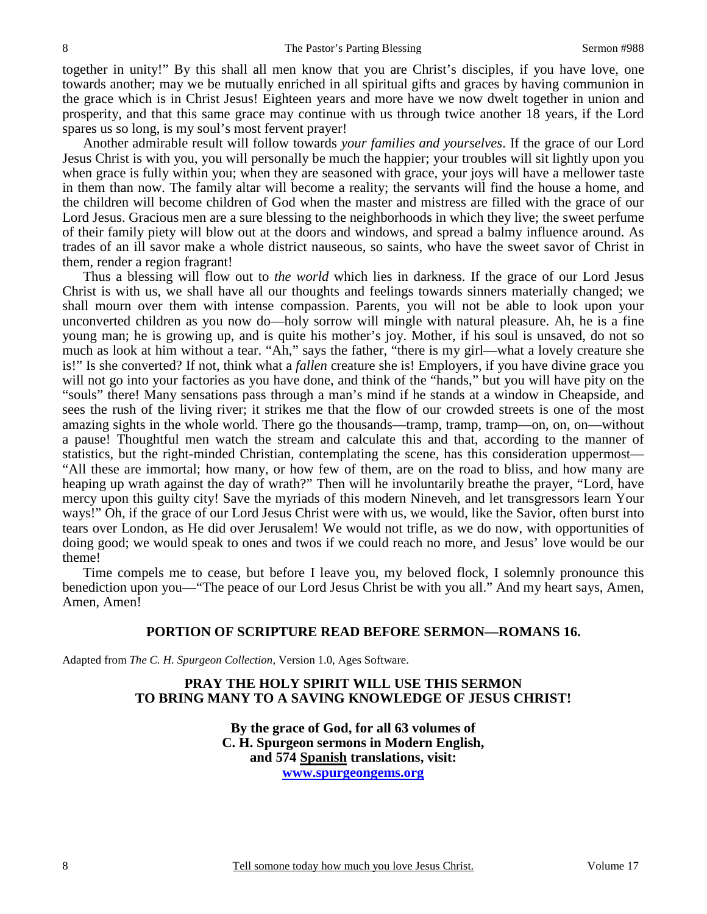together in unity!" By this shall all men know that you are Christ's disciples, if you have love, one towards another; may we be mutually enriched in all spiritual gifts and graces by having communion in the grace which is in Christ Jesus! Eighteen years and more have we now dwelt together in union and prosperity, and that this same grace may continue with us through twice another 18 years, if the Lord spares us so long, is my soul's most fervent prayer!

Another admirable result will follow towards *your families and yourselves*. If the grace of our Lord Jesus Christ is with you, you will personally be much the happier; your troubles will sit lightly upon you when grace is fully within you; when they are seasoned with grace, your joys will have a mellower taste in them than now. The family altar will become a reality; the servants will find the house a home, and the children will become children of God when the master and mistress are filled with the grace of our Lord Jesus. Gracious men are a sure blessing to the neighborhoods in which they live; the sweet perfume of their family piety will blow out at the doors and windows, and spread a balmy influence around. As trades of an ill savor make a whole district nauseous, so saints, who have the sweet savor of Christ in them, render a region fragrant!

Thus a blessing will flow out to *the world* which lies in darkness. If the grace of our Lord Jesus Christ is with us, we shall have all our thoughts and feelings towards sinners materially changed; we shall mourn over them with intense compassion. Parents, you will not be able to look upon your unconverted children as you now do—holy sorrow will mingle with natural pleasure. Ah, he is a fine young man; he is growing up, and is quite his mother's joy. Mother, if his soul is unsaved, do not so much as look at him without a tear. "Ah," says the father, "there is my girl—what a lovely creature she is!" Is she converted? If not, think what a *fallen* creature she is! Employers, if you have divine grace you will not go into your factories as you have done, and think of the "hands," but you will have pity on the "souls" there! Many sensations pass through a man's mind if he stands at a window in Cheapside, and sees the rush of the living river; it strikes me that the flow of our crowded streets is one of the most amazing sights in the whole world. There go the thousands—tramp, tramp, tramp—on, on, on—without a pause! Thoughtful men watch the stream and calculate this and that, according to the manner of statistics, but the right-minded Christian, contemplating the scene, has this consideration uppermost—"All these are immortal; how many, or how few of them, are on the road to bliss, and how many are heaping up wrath against the day of wrath?" Then will he involuntarily breathe the prayer, "Lord, have mercy upon this guilty city! Save the myriads of this modern Nineveh, and let transgressors learn Your ways!" Oh, if the grace of our Lord Jesus Christ were with us, we would, like the Savior, often burst into tears over London, as He did over Jerusalem! We would not trifle, as we do now, with opportunities of doing good; we would speak to ones and twos if we could reach no more, and Jesus' love would be our theme!

Time compels me to cease, but before I leave you, my beloved flock, I solemnly pronounce this benediction upon you—"The peace of our Lord Jesus Christ be with you all." And my heart says, Amen, Amen, Amen!

**PORTION OF SCRIPTURE READ BEFORE SERMON—ROMANS 16.**

Adapted from *The C. H. Spurgeon Collection*, Version 1.0, Ages Software.

**PRAY THE HOLY SPIRIT WILL USE THIS SERMON TO BRING MANY TO A SAVING KNOWLEDGE OF JESUS CHRIST!**

**By the grace of God, for all 63 volumes of C. H. Spurgeon sermons in Modern English, and 574 Spanish translations, visit: www.spurgeongems.org**